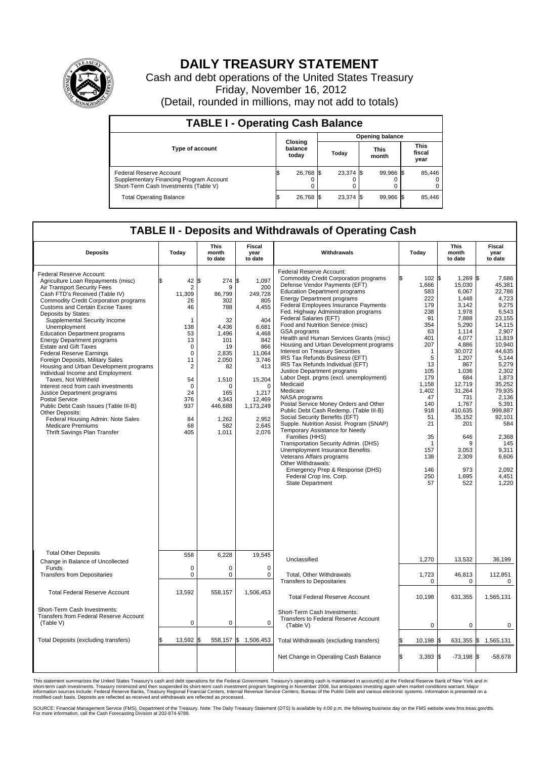# DAILY TREASURY STATEMENT

Cash and debt operations of the United States Treasury

Friday, November 16, 2012

(Detail, rounded in millions, may not add to totals)

## TABLE I - Operating Cash Balance

| Type of account | Closing balance today | Opening balance Today | Opening balance This month | Opening balance This fiscal year |
|---|---|---|---|---|
| Federal Reserve Account | $ 26,768 | $ 23,374 | $ 99,966 | $ 85,446 |
| Supplementary Financing Program Account | 0 | 0 | 0 | 0 |
| Short-Term Cash Investments (Table V) | 0 | 0 | 0 | 0 |
| Total Operating Balance | $ 26,768 | $ 23,374 | $ 99,966 | $ 85,446 |

## TABLE II - Deposits and Withdrawals of Operating Cash

| Deposits | Today | This month to date | Fiscal year to date | Withdrawals | Today | This month to date | Fiscal year to date |
|---|---|---|---|---|---|---|---|
| Federal Reserve Account: | | | | Federal Reserve Account: | | | |
| Agriculture Loan Repayments (misc) | $ 42 | $ 274 | $ 1,097 | Commodity Credit Corporation programs | $ 102 | $ 1,269 | $ 7,686 |
| Air Transport Security Fees | 2 | 9 | 200 | Defense Vendor Payments (EFT) | 1,666 | 15,030 | 45,381 |
| Cash FTD's Received (Table IV) | 11,309 | 86,799 | 249,728 | Education Department programs | 583 | 6,067 | 22,786 |
| Commodity Credit Corporation programs | 26 | 302 | 805 | Energy Department programs | 222 | 1,448 | 4,723 |
| Customs and Certain Excise Taxes | 46 | 788 | 4,455 | Federal Employees Insurance Payments | 179 | 3,142 | 9,275 |
| Deposits by States: | | | | Fed. Highway Administration programs | 238 | 1,978 | 6,543 |
| Supplemental Security Income | 1 | 32 | 404 | Federal Salaries (EFT) | 91 | 7,888 | 23,155 |
| Unemployment | 138 | 4,436 | 6,681 | Food and Nutrition Service (misc) | 354 | 5,290 | 14,115 |
| Education Department programs | 53 | 1,496 | 4,468 | GSA programs | 63 | 1,114 | 2,907 |
| Energy Department programs | 13 | 101 | 842 | Health and Human Services Grants (misc) | 401 | 4,077 | 11,819 |
| Estate and Gift Taxes | 0 | 19 | 866 | Housing and Urban Development programs | 207 | 4,886 | 10,940 |
| Federal Reserve Earnings | 0 | 2,835 | 11,064 | Interest on Treasury Securities | 1 | 30,072 | 44,635 |
| Foreign Deposits, Military Sales | 11 | 2,050 | 3,746 | IRS Tax Refunds Business (EFT) | 5 | 1,207 | 5,144 |
| Housing and Urban Development programs | 2 | 82 | 413 | IRS Tax Refunds Individual (EFT) | 13 | 867 | 5,279 |
| Individual Income and Employment | | | | Justice Department programs | 105 | 1,036 | 2,302 |
| Taxes, Not Withheld | 54 | 1,510 | 15,204 | Labor Dept. prgms (excl. unemployment) | 179 | 684 | 1,873 |
| Interest recd from cash investments | 0 | 0 | 0 | Medicaid | 1,158 | 12,719 | 35,252 |
| Justice Department programs | 24 | 165 | 1,217 | Medicare | 1,402 | 31,264 | 79,935 |
| Postal Service | 376 | 4,343 | 12,469 | NASA programs | 47 | 731 | 2,136 |
| Public Debt Cash Issues (Table III-B) | 937 | 446,688 | 1,173,249 | Postal Service Money Orders and Other | 140 | 1,767 | 5,391 |
| Other Deposits: | | | | Public Debt Cash Redemp. (Table III-B) | 918 | 410,635 | 999,887 |
| Federal Housing Admin: Note Sales | 84 | 1,262 | 2,952 | Social Security Benefits (EFT) | 51 | 35,152 | 92,101 |
| Medicare Premiums | 68 | 582 | 2,645 | Supple. Nutrition Assist. Program (SNAP) | 21 | 201 | 584 |
| Thrift Savings Plan Transfer | 405 | 1,011 | 2,076 | Temporary Assistance for Needy | | | |
| | | | | Families (HHS) | 35 | 646 | 2,368 |
| | | | | Transportation Security Admin. (DHS) | 1 | 9 | 145 |
| | | | | Unemployment Insurance Benefits | 157 | 3,053 | 9,311 |
| | | | | Veterans Affairs programs | 138 | 2,309 | 6,606 |
| | | | | Other Withdrawals: | | | |
| | | | | Emergency Prep & Response (DHS) | 146 | 973 | 2,092 |
| | | | | Federal Crop Ins. Corp. | 250 | 1,695 | 4,451 |
| | | | | State Department | 57 | 522 | 1,220 |
| Total Other Deposits | 558 | 6,228 | 19,545 | Unclassified | 1,270 | 13,532 | 36,199 |
| Change in Balance of Uncollected Funds | 0 | 0 | 0 | | | | |
| Transfers from Depositaries | 0 | 0 | 0 | Total, Other Withdrawals | 1,723 | 46,813 | 112,851 |
| | | | | Transfers to Depositaries | 0 | 0 | 0 |
| Total Federal Reserve Account | 13,592 | 558,157 | 1,506,453 | Total Federal Reserve Account | 10,198 | 631,355 | 1,565,131 |
| Short-Term Cash Investments: Transfers from Federal Reserve Account (Table V) | 0 | 0 | 0 | Short-Term Cash Investments: Transfers to Federal Reserve Account (Table V) | 0 | 0 | 0 |
| Total Deposits (excluding transfers) | $ 13,592 | $ 558,157 | $ 1,506,453 | Total Withdrawals (excluding transfers) | $ 10,198 | $ 631,355 | $ 1,565,131 |
| | | | | Net Change in Operating Cash Balance | $ 3,393 | $ -73,198 | $ -58,678 |

This statement summarizes the United States Treasury's cash and debt operations for the Federal Government. Treasury's operating cash is maintained in account(s) at the Federal Reserve Bank of New York and in short-term cash investments. Treasury minimized and then suspended its short-term cash investment program beginning in November 2008, but anticipates investing again when market conditions warrant. Major information sources include: Federal Reserve Banks, Treasury Regional Financial Centers, Internal Revenue Service Centers, Bureau of the Public Debt and various electronic systems. Information is presented on a modified cash basis. Deposits are reflected as received and withdrawals are reflected as processed.

SOURCE: Financial Management Service (FMS), Department of the Treasury. Note: The Daily Treasury Statement (DTS) is available by 4:00 p.m. the following business day on the FMS website www.fms.treas.gov/dts. For more information, call the Cash Forecasting Division at 202-874-9789.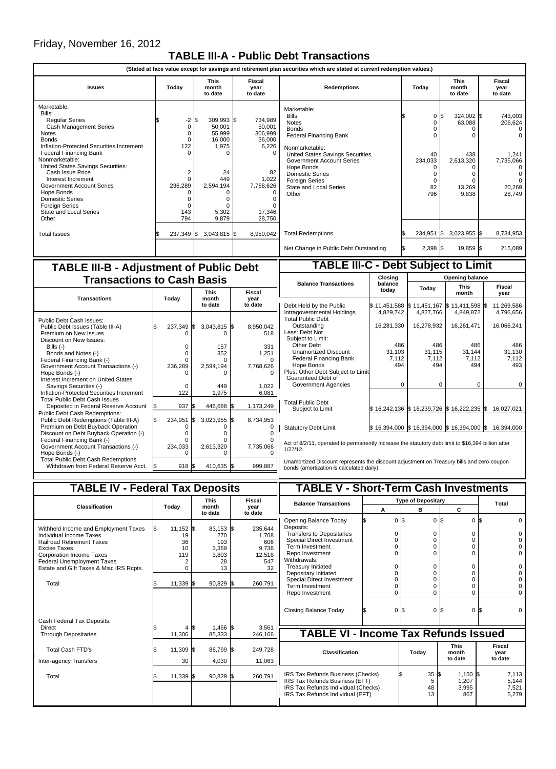Friday, November 16, 2012

# TABLE III-A - Public Debt Transactions

(Stated at face value except for savings and retirement plan securities which are stated at current redemption values.)

| Issues | Today | This month to date | Fiscal year to date | Redemptions | Today | This month to date | Fiscal year to date |
|---|---|---|---|---|---|---|---|
| Marketable: | | | | Marketable: | | | |
| Bills: | | | | Bills | $ 0 | $ 324,002 | $ 743,003 |
| Regular Series | $ -2 | $ 309,993 | $ 734,989 | Notes | 0 | 63,088 | 206,624 |
| Cash Management Series | 0 | 50,001 | 50,001 | Bonds | 0 | 0 | 0 |
| Notes | 0 | 55,999 | 306,999 | Federal Financing Bank | 0 | 0 | 0 |
| Bonds | 0 | 16,000 | 36,000 | | | | |
| Inflation-Protected Securities Increment | 122 | 1,975 | 6,226 | Nonmarketable: | | | |
| Federal Financing Bank | 0 | 0 | 0 | United States Savings Securities | 40 | 438 | 1,241 |
| Nonmarketable: | | | | Government Account Series | 234,033 | 2,613,320 | 7,735,066 |
| United States Savings Securities: | | | | Hope Bonds | 0 | 0 | 0 |
| Cash Issue Price | 2 | 24 | 82 | Domestic Series | 0 | 0 | 0 |
| Interest Increment | 0 | 449 | 1,022 | Foreign Series | 0 | 0 | 0 |
| Government Account Series | 236,289 | 2,594,194 | 7,768,626 | State and Local Series | 82 | 13,269 | 20,269 |
| Hope Bonds | 0 | 0 | 0 | Other | 796 | 9,838 | 28,749 |
| Domestic Series | 0 | 0 | 0 | | | | |
| Foreign Series | 0 | 0 | 0 | | | | |
| State and Local Series | 143 | 5,302 | 17,346 | | | | |
| Other | 794 | 9,879 | 28,750 | | | | |
| Total Issues | $ 237,349 | $ 3,043,815 | $ 8,950,042 | Total Redemptions | $ 234,951 | $ 3,023,955 | $ 8,734,953 |
| | | | | Net Change in Public Debt Outstanding | $ 2,398 | $ 19,859 | $ 215,089 |

# TABLE III-B - Adjustment of Public Debt Transactions to Cash Basis

| Transactions | Today | This month to date | Fiscal year to date |
|---|---|---|---|
| Public Debt Cash Issues: | | | |
| Public Debt Issues (Table III-A) | $ 237,349 | $ 3,043,815 | $ 8,950,042 |
| Premium on New Issues | 0 | 0 | 518 |
| Discount on New Issues: | | | |
| Bills (-) | 0 | 157 | 331 |
| Bonds and Notes (-) | 0 | 352 | 1,251 |
| Federal Financing Bank (-) | 0 | 0 | 0 |
| Government Account Transactions (-) | 236,289 | 2,594,194 | 7,768,626 |
| Hope Bonds (-) | 0 | 0 | 0 |
| Interest Increment on United States Savings Securities (-) | 0 | 449 | 1,022 |
| Inflation-Protected Securities Increment | 122 | 1,975 | 6,081 |
| Total Public Debt Cash Issues Deposited in Federal Reserve Account | $ 937 | $ 446,688 | $ 1,173,249 |
| Public Debt Cash Redemptions: | | | |
| Public Debt Redemptions (Table III-A) | $ 234,951 | $ 3,023,955 | $ 8,734,953 |
| Premium on Debt Buyback Operation | 0 | 0 | 0 |
| Discount on Debt Buyback Operation (-) | 0 | 0 | 0 |
| Federal Financing Bank (-) | 0 | 0 | 0 |
| Government Account Transactions (-) | 234,033 | 2,613,320 | 7,735,066 |
| Hope Bonds (-) | 0 | 0 | 0 |
| Total Public Debt Cash Redemptions Withdrawn from Federal Reserve Acct. | $ 918 | $ 410,635 | $ 999,887 |

# TABLE III-C - Debt Subject to Limit

| Balance Transactions | Closing balance today | Opening balance Today | Opening balance This month | Opening balance Fiscal year |
|---|---|---|---|---|
| Debt Held by the Public | $ 11,451,588 | $ 11,451,167 | $ 11,411,598 | $ 11,269,586 |
| Intragovernmental Holdings | 4,829,742 | 4,827,766 | 4,849,872 | 4,796,656 |
| Total Public Debt Outstanding | 16,281,330 | 16,278,932 | 16,261,471 | 16,066,241 |
| Less: Debt Not Subject to Limit: | | | | |
| Other Debt | 486 | 486 | 486 | 486 |
| Unamortized Discount | 31,103 | 31,115 | 31,144 | 31,130 |
| Federal Financing Bank | 7,112 | 7,112 | 7,112 | 7,112 |
| Hope Bonds | 494 | 494 | 494 | 493 |
| Plus: Other Debt Subject to Limit | | | | |
| Guaranteed Debt of Government Agencies | 0 | 0 | 0 | 0 |
| Total Public Debt Subject to Limit | $ 16,242,136 | $ 16,239,726 | $ 16,222,235 | $ 16,027,021 |
| Statutory Debt Limit | $ 16,394,000 | $ 16,394,000 | $ 16,394,000 | $ 16,394,000 |

Act of 8/2/11, operated to permanently increase the statutory debt limit to $16,394 billion after 1/27/12.

Unamortized Discount represents the discount adjustment on Treasury bills and zero-coupon bonds (amortization is calculated daily).

# TABLE IV - Federal Tax Deposits

| Classification | Today | This month to date | Fiscal year to date |
|---|---|---|---|
| Withheld Income and Employment Taxes | $ 11,152 | $ 83,153 | $ 235,644 |
| Individual Income Taxes | 19 | 270 | 1,708 |
| Railroad Retirement Taxes | 36 | 193 | 606 |
| Excise Taxes | 10 | 3,369 | 9,736 |
| Corporation Income Taxes | 119 | 3,803 | 12,518 |
| Federal Unemployment Taxes | 2 | 28 | 547 |
| Estate and Gift Taxes & Misc IRS Rcpts. | 0 | 13 | 32 |
| Total | $ 11,339 | $ 90,829 | $ 260,791 |
| Cash Federal Tax Deposits: | | | |
| Direct | $ 4 | $ 1,466 | $ 3,561 |
| Through Depositaries | 11,306 | 85,333 | 246,166 |
| Total Cash FTD's | $ 11,309 | $ 86,799 | $ 249,728 |
| Inter-agency Transfers | 30 | 4,030 | 11,063 |
| Total | $ 11,339 | $ 90,829 | $ 260,791 |

# TABLE V - Short-Term Cash Investments

| Balance Transactions | Type of Depositary A | Type of Depositary B | Type of Depositary C | Total |
|---|---|---|---|---|
| Opening Balance Today | $ 0 | $ 0 | $ 0 | $ 0 |
| Deposits: | | | | |
| Transfers to Depositaries | 0 | 0 | 0 | 0 |
| Special Direct Investment | 0 | 0 | 0 | 0 |
| Term Investment | 0 | 0 | 0 | 0 |
| Repo Investment | 0 | 0 | 0 | 0 |
| Withdrawals: | | | | |
| Treasury Initiated | 0 | 0 | 0 | 0 |
| Depositary Initiated | 0 | 0 | 0 | 0 |
| Special Direct Investment | 0 | 0 | 0 | 0 |
| Term Investment | 0 | 0 | 0 | 0 |
| Repo Investment | 0 | 0 | 0 | 0 |
| Closing Balance Today | $ 0 | $ 0 | $ 0 | $ 0 |

# TABLE VI - Income Tax Refunds Issued

| Classification | Today | This month to date | Fiscal year to date |
|---|---|---|---|
| IRS Tax Refunds Business (Checks) | $ 35 | $ 1,150 | $ 7,113 |
| IRS Tax Refunds Business (EFT) | 5 | 1,207 | 5,144 |
| IRS Tax Refunds Individual (Checks) | 48 | 3,995 | 7,521 |
| IRS Tax Refunds Individual (EFT) | 13 | 867 | 5,279 |